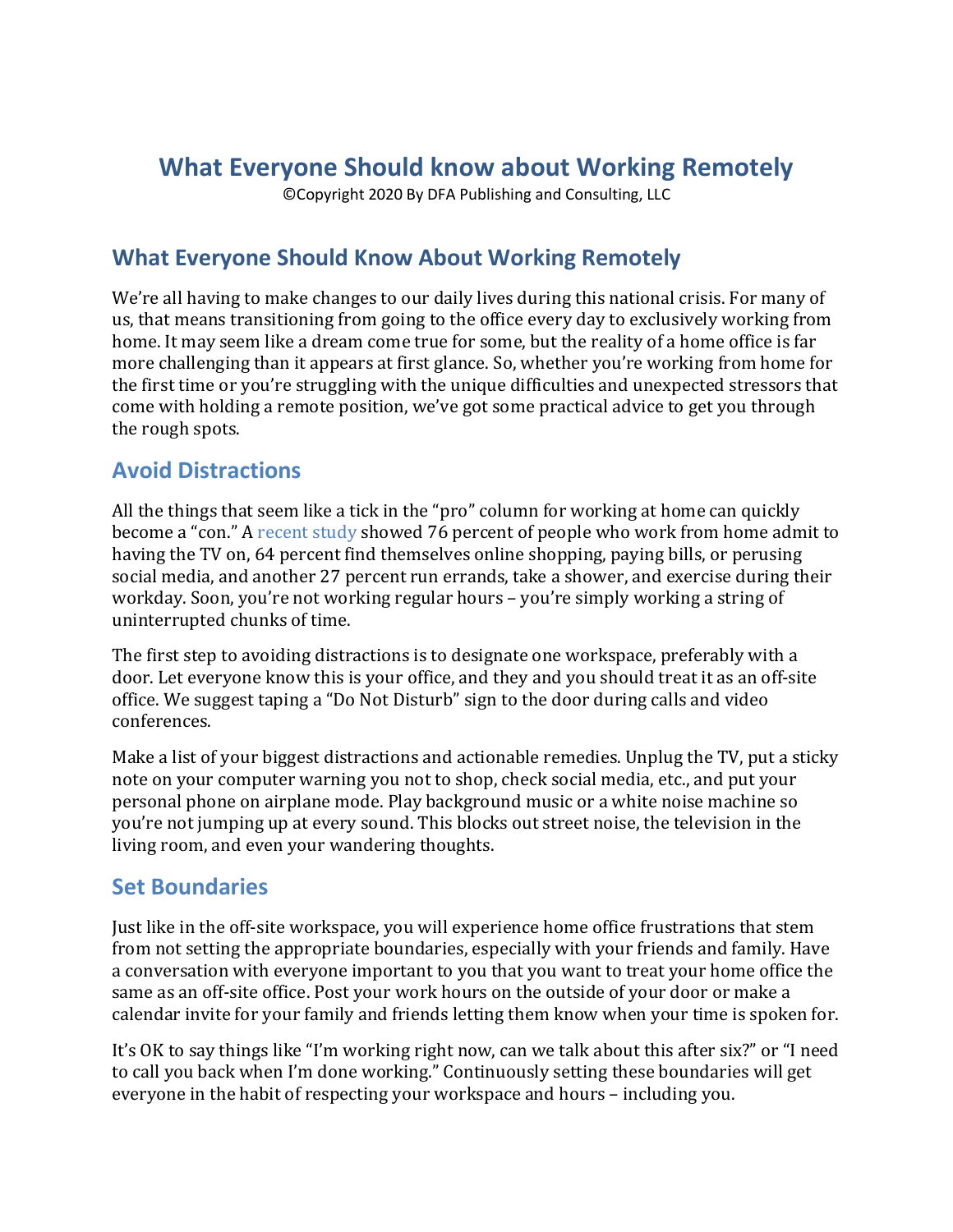# What Everyone Should know about Working Remotely

©Copyright 2020 By DFA Publishing and Consulting, LLC

## What Everyone Should Know About Working Remotely

We're all having to make changes to our daily lives during this national crisis. For many of us, that means transitioning from going to the office every day to exclusively working from home. It may seem like a dream come true for some, but the reality of a home office is far more challenging than it appears at first glance. So, whether you're working from home for the first time or you're struggling with the unique difficulties and unexpected stressors that come with holding a remote position, we've got some practical advice to get you through the rough spots.

### Avoid Distractions

All the things that seem like a tick in the "pro" column for working at home can quickly become a "con." A recent study showed 76 percent of people who work from home admit to having the TV on, 64 percent find themselves online shopping, paying bills, or perusing social media, and another 27 percent run errands, take a shower, and exercise during their workday. Soon, you're not working regular hours – you're simply working a string of uninterrupted chunks of time.

The first step to avoiding distractions is to designate one workspace, preferably with a door. Let everyone know this is your office, and they and you should treat it as an off-site office. We suggest taping a "Do Not Disturb" sign to the door during calls and video conferences.

Make a list of your biggest distractions and actionable remedies. Unplug the TV, put a sticky note on your computer warning you not to shop, check social media, etc., and put your personal phone on airplane mode. Play background music or a white noise machine so you're not jumping up at every sound. This blocks out street noise, the television in the living room, and even your wandering thoughts.

### Set Boundaries

Just like in the off-site workspace, you will experience home office frustrations that stem from not setting the appropriate boundaries, especially with your friends and family. Have a conversation with everyone important to you that you want to treat your home office the same as an off-site office. Post your work hours on the outside of your door or make a calendar invite for your family and friends letting them know when your time is spoken for.

It's OK to say things like "I'm working right now, can we talk about this after six?" or "I need to call you back when I'm done working." Continuously setting these boundaries will get everyone in the habit of respecting your workspace and hours – including you.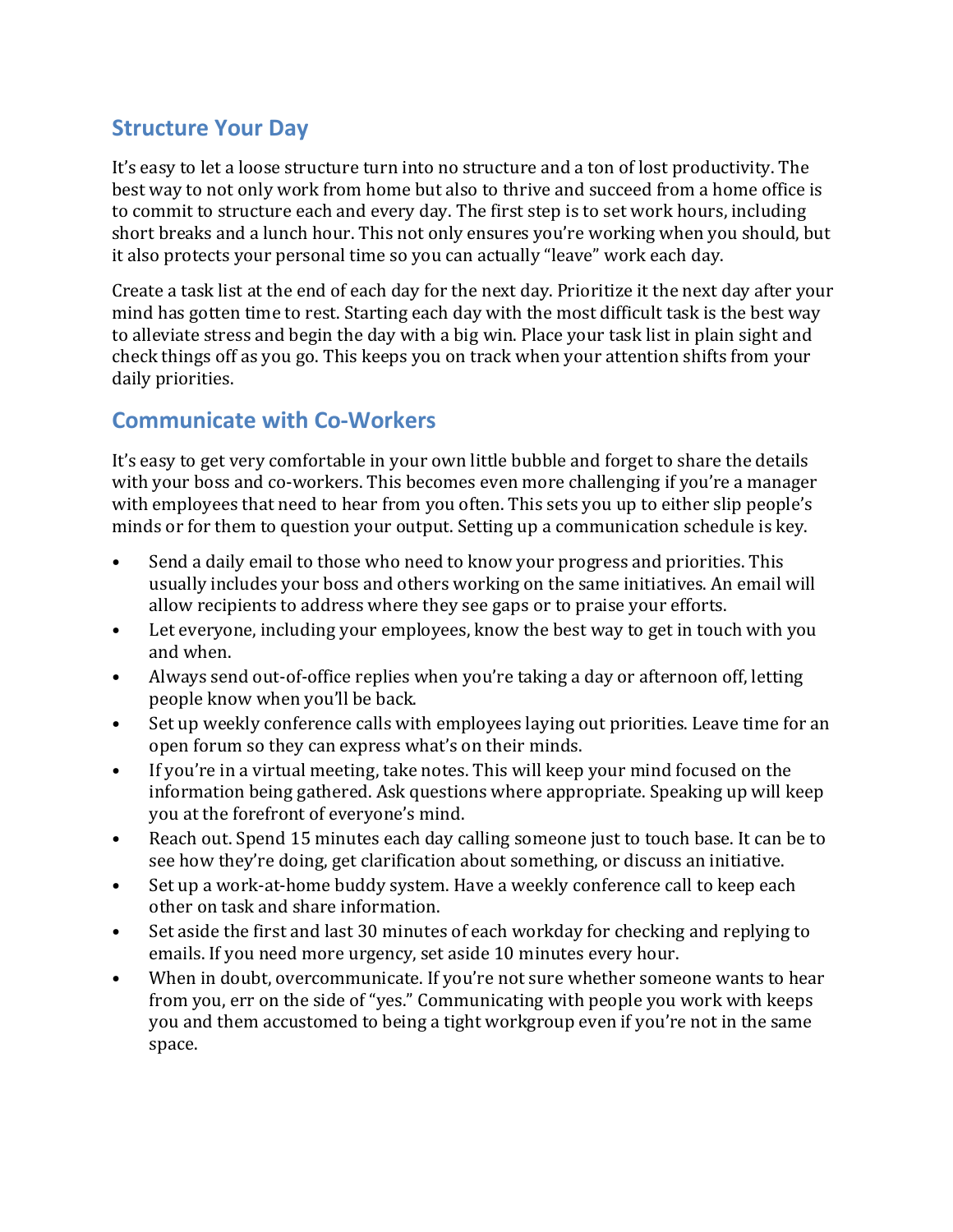## Structure Your Day

It's easy to let a loose structure turn into no structure and a ton of lost productivity. The best way to not only work from home but also to thrive and succeed from a home office is to commit to structure each and every day. The first step is to set work hours, including short breaks and a lunch hour. This not only ensures you're working when you should, but it also protects your personal time so you can actually "leave" work each day.

Create a task list at the end of each day for the next day. Prioritize it the next day after your mind has gotten time to rest. Starting each day with the most difficult task is the best way to alleviate stress and begin the day with a big win. Place your task list in plain sight and check things off as you go. This keeps you on track when your attention shifts from your daily priorities.

## Communicate with Co-Workers

It's easy to get very comfortable in your own little bubble and forget to share the details with your boss and co-workers. This becomes even more challenging if you're a manager with employees that need to hear from you often. This sets you up to either slip people's minds or for them to question your output. Setting up a communication schedule is key.

- Send a daily email to those who need to know your progress and priorities. This usually includes your boss and others working on the same initiatives. An email will allow recipients to address where they see gaps or to praise your efforts.
- Let everyone, including your employees, know the best way to get in touch with you and when.
- Always send out-of-office replies when you're taking a day or afternoon off, letting people know when you'll be back.
- Set up weekly conference calls with employees laying out priorities. Leave time for an open forum so they can express what's on their minds.
- If you're in a virtual meeting, take notes. This will keep your mind focused on the information being gathered. Ask questions where appropriate. Speaking up will keep you at the forefront of everyone's mind.
- Reach out. Spend 15 minutes each day calling someone just to touch base. It can be to see how they're doing, get clarification about something, or discuss an initiative.
- Set up a work-at-home buddy system. Have a weekly conference call to keep each other on task and share information.
- Set aside the first and last 30 minutes of each workday for checking and replying to emails. If you need more urgency, set aside 10 minutes every hour.
- When in doubt, overcommunicate. If you're not sure whether someone wants to hear from you, err on the side of "yes." Communicating with people you work with keeps you and them accustomed to being a tight workgroup even if you're not in the same space.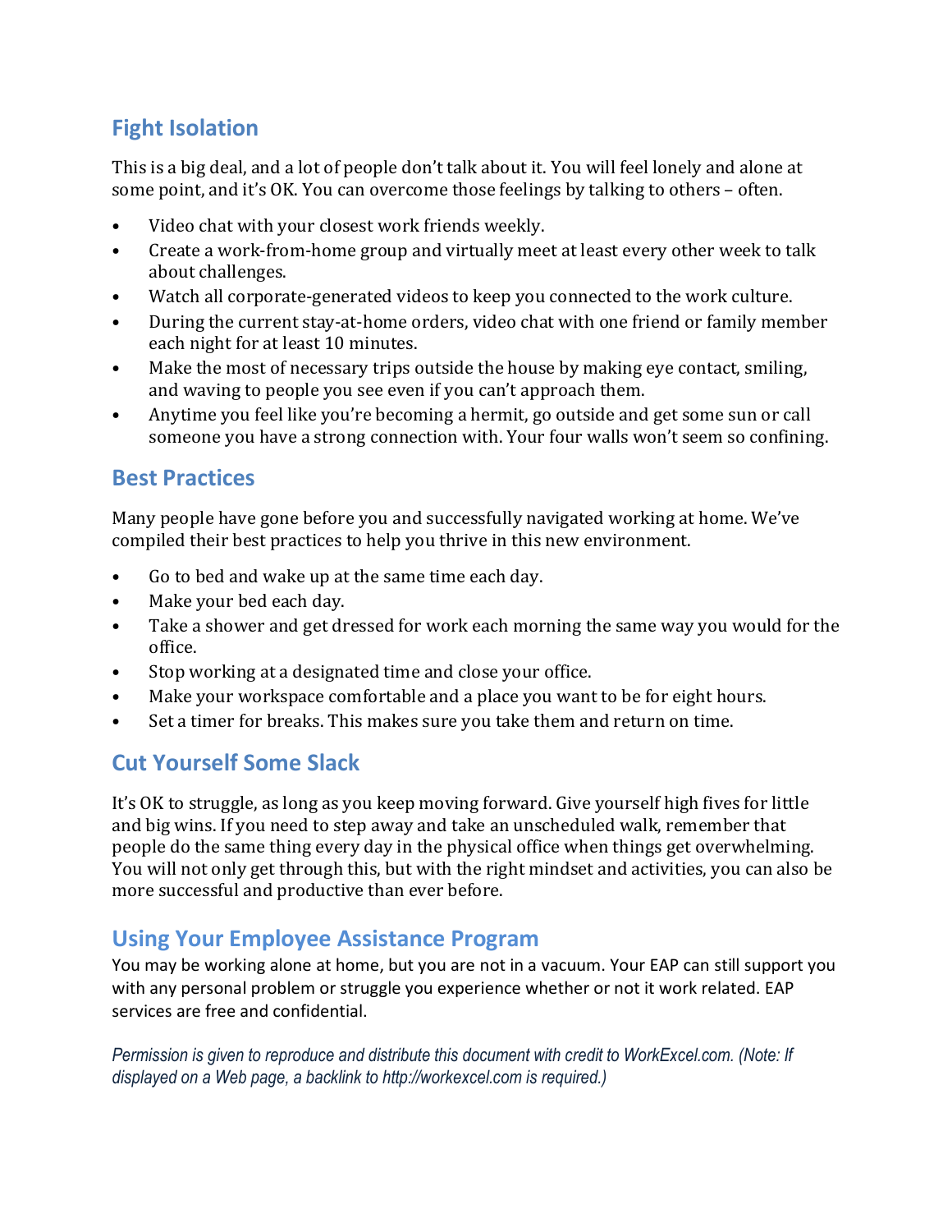## Fight Isolation

This is a big deal, and a lot of people don't talk about it. You will feel lonely and alone at some point, and it's OK. You can overcome those feelings by talking to others – often.

- Video chat with your closest work friends weekly.
- Create a work-from-home group and virtually meet at least every other week to talk about challenges.
- Watch all corporate-generated videos to keep you connected to the work culture.
- During the current stay-at-home orders, video chat with one friend or family member each night for at least 10 minutes.
- Make the most of necessary trips outside the house by making eye contact, smiling, and waving to people you see even if you can't approach them.
- Anytime you feel like you're becoming a hermit, go outside and get some sun or call someone you have a strong connection with. Your four walls won't seem so confining.

## Best Practices

Many people have gone before you and successfully navigated working at home. We've compiled their best practices to help you thrive in this new environment.

- Go to bed and wake up at the same time each day.
- Make your bed each day.
- Take a shower and get dressed for work each morning the same way you would for the office.
- Stop working at a designated time and close your office.
- Make your workspace comfortable and a place you want to be for eight hours.
- Set a timer for breaks. This makes sure you take them and return on time.

## Cut Yourself Some Slack

It's OK to struggle, as long as you keep moving forward. Give yourself high fives for little and big wins. If you need to step away and take an unscheduled walk, remember that people do the same thing every day in the physical office when things get overwhelming. You will not only get through this, but with the right mindset and activities, you can also be more successful and productive than ever before.

## Using Your Employee Assistance Program

You may be working alone at home, but you are not in a vacuum. Your EAP can still support you with any personal problem or struggle you experience whether or not it work related. EAP services are free and confidential.

*Permission is given to reproduce and distribute this document with credit to WorkExcel.com. (Note: If displayed on a Web page, a backlink to http://workexcel.com is required.)*